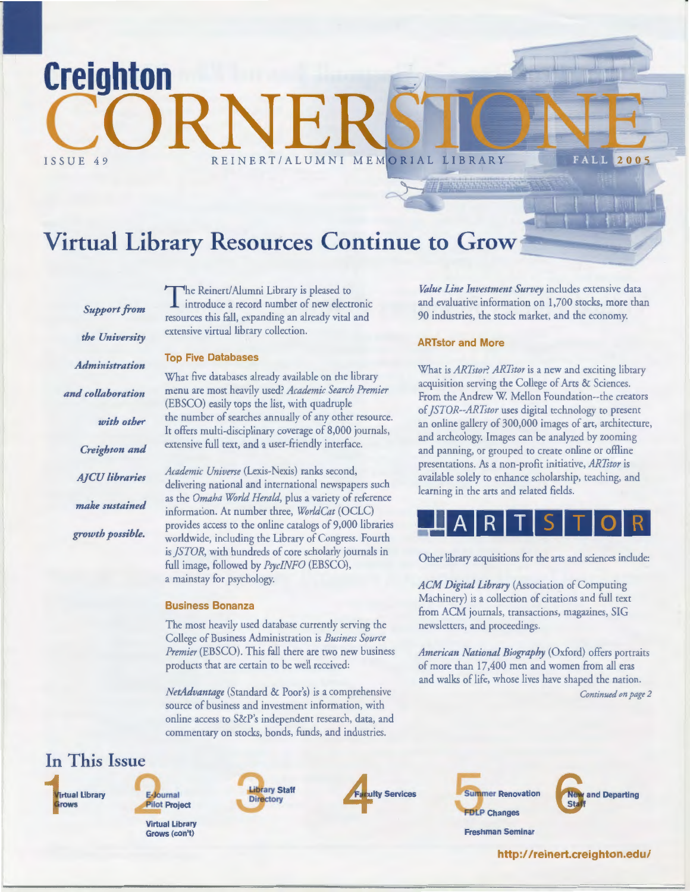# Creighton CORNERSTONE

ISSUE 49 — REINERT/ALUMNI MEMORIAL LIBRARY — FALL 2005

## Virtual Library Resources Continue to Grow

*Support from the University Administration and collaboration with other Creighton and AJCU libraries make sustained growth possible.*

The Reinert/Alumni Library is pleased to introduce a record number of new electronic resources this fall, expanding an already vital and extensive virtual library collection.

### Top Five Databases

What five databases already available on the library menu are most heavily used? *Academic Search Premier* (EBSCO) easily tops the list, with quadruple the number of searches annually of any other resource. It offers multi-disciplinary coverage of 8,000 journals, extensive full text, and a user-friendly interface.

*Academic Universe* (Lexis-Nexis) ranks second, delivering national and international newspapers such as the *Omaha World Herald*, plus a variety of reference information. At number three, *WorldCat* (OCLC) provides access to the online catalogs of 9,000 libraries worldwide, including the Library of Congress. Fourth is *JSTOR*, with hundreds of core scholarly journals in full image, followed by *PsycINFO* (EBSCO), a mainstay for psychology.

### Business Bonanza

The most heavily used database currently serving the College of Business Administration is *Business Source Premier* (EBSCO). This fall there are two new business products that are certain to be well received:

*NetAdvantage* (Standard & Poor's) is a comprehensive source of business and investment information, with online access to S&P's independent research, data, and commentary on stocks, bonds, funds, and industries.

*Value Line Investment Survey* includes extensive data and evaluative information on 1,700 stocks, more than 90 industries, the stock market, and the economy.

### ARTstor and More

What is *ARTstor*? *ARTstor* is a new and exciting library acquisition serving the College of Arts & Sciences. From the Andrew W. Mellon Foundation--the creators of *JSTOR*--*ARTstor* uses digital technology to present an online gallery of 300,000 images of art, architecture, and archeology. Images can be analyzed by zooming and panning, or grouped to create online or offline presentations. As a non-profit initiative, *ARTstor* is available solely to enhance scholarship, teaching, and learning in the arts and related fields.

ARTSTOR

Other library acquisitions for the arts and sciences include:

*ACM Digital Library* (Association of Computing Machinery) is a collection of citations and full text from ACM journals, transactions, magazines, SIG newsletters, and proceedings.

*American National Biography* (Oxford) offers portraits of more than 17,400 men and women from all eras and walks of life, whose lives have shaped the nation.

*Continued on page 2*

## In This Issue

1. Virtual Library Grows
2. E-Journal Pilot Project; Virtual Library Grows (con't)
3. Library Staff Directory
4. Faculty Services
5. Summer Renovation; FDLP Changes; Freshman Seminar
6. New and Departing Staff

http://reinert.creighton.edu/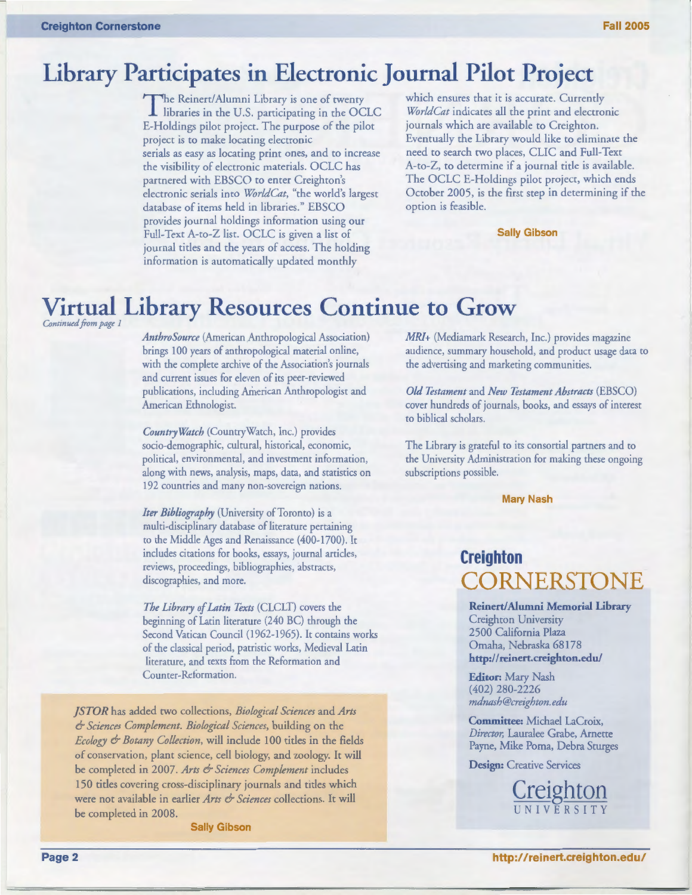# Library Participates in Electronic Journal Pilot Project

The Reinert/Alumni Library is one of twenty libraries in the U.S. participating in the OCLC E-Holdings pilot project. The purpose of the pilot project is to make locating electronic serials as easy as locating print ones, and to increase the visibility of electronic materials. OCLC has partnered with EBSCO to enter Creighton's electronic serials into *WorldCat*, "the world's largest database of items held in libraries." EBSCO provides journal holdings information using our Full-Text A-to-Z list. OCLC is given a list of journal titles and the years of access. The holding information is automatically updated monthly which ensures that it is accurate. Currently *WorldCat* indicates all the print and electronic journals which are available to Creighton. Eventually the Library would like to eliminate the need to search two places, CLIC and Full-Text A-to-Z, to determine if a journal title is available. The OCLC E-Holdings pilot project, which ends October 2005, is the first step in determining if the option is feasible.

**Sally Gibson**

# Virtual Library Resources Continue to Grow

*Continued from page 1*

*AnthroSource* (American Anthropological Association) brings 100 years of anthropological material online, with the complete archive of the Association's journals and current issues for eleven of its peer-reviewed publications, including American Anthropologist and American Ethnologist.

*CountryWatch* (CountryWatch, Inc.) provides socio-demographic, cultural, historical, economic, political, environmental, and investment information, along with news, analysis, maps, data, and statistics on 192 countries and many non-sovereign nations.

*Iter Bibliography* (University of Toronto) is a multi-disciplinary database of literature pertaining to the Middle Ages and Renaissance (400-1700). It includes citations for books, essays, journal articles, reviews, proceedings, bibliographies, abstracts, discographies, and more.

*The Library of Latin Texts* (CLCLT) covers the beginning of Latin literature (240 BC) through the Second Vatican Council (1962-1965). It contains works of the classical period, patristic works, Medieval Latin literature, and texts from the Reformation and Counter-Reformation.

*MRI+* (Mediamark Research, Inc.) provides magazine audience, summary household, and product usage data to the advertising and marketing communities.

*Old Testament* and *New Testament Abstracts* (EBSCO) cover hundreds of journals, books, and essays of interest to biblical scholars.

The Library is grateful to its consortial partners and to the University Administration for making these ongoing subscriptions possible.

**Mary Nash**

*JSTOR* has added two collections, *Biological Sciences* and *Arts & Sciences Complement*. *Biological Sciences*, building on the *Ecology & Botany Collection*, will include 100 titles in the fields of conservation, plant science, cell biology, and zoology. It will be completed in 2007. *Arts & Sciences Complement* includes 150 titles covering cross-disciplinary journals and titles which were not available in earlier *Arts & Sciences* collections. It will be completed in 2008.

**Sally Gibson**

## Creighton CORNERSTONE

**Reinert/Alumni Memorial Library**
Creighton University
2500 California Plaza
Omaha, Nebraska 68178
**http://reinert.creighton.edu/**

**Editor:** Mary Nash
(402) 280-2226
*mdnash@creighton.edu*

**Committee:** Michael LaCroix, *Director*, Lauralee Grabe, Arnette Payne, Mike Poma, Debra Sturges

**Design:** Creative Services

Creighton UNIVERSITY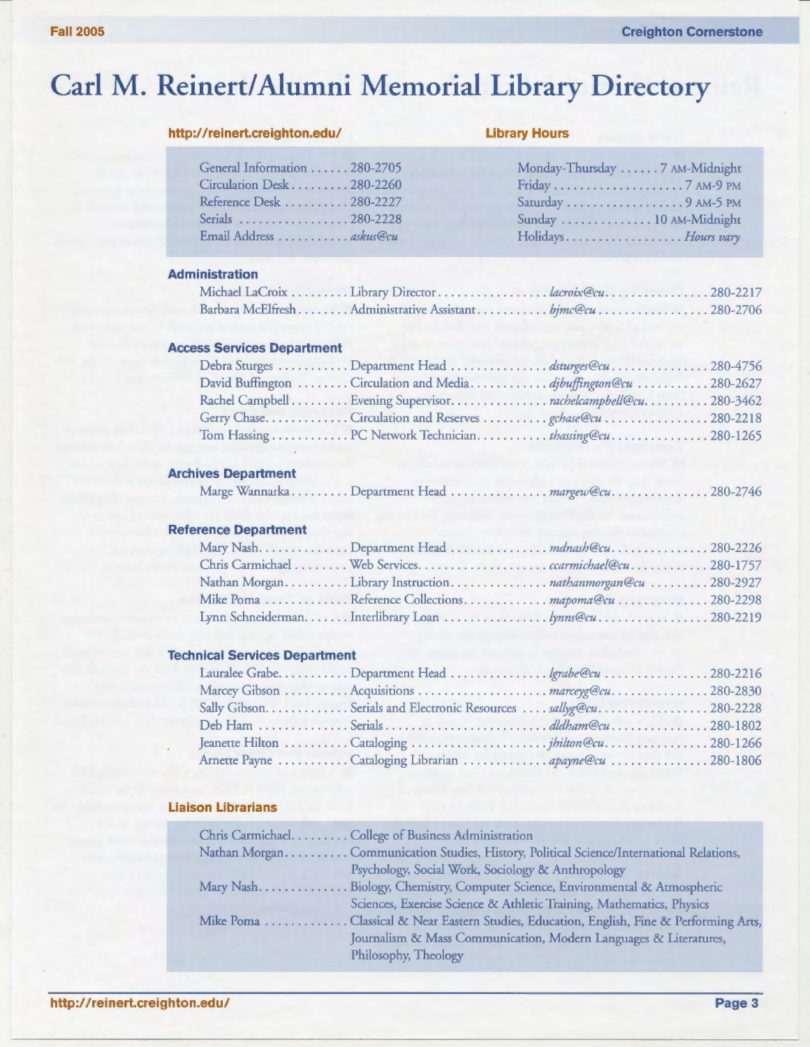# Carl M. Reinert/Alumni Memorial Library Directory

**http://reinert.creighton.edu/**

| | |
|---|---|
| General Information | 280-2705 |
| Circulation Desk | 280-2260 |
| Reference Desk | 280-2227 |
| Serials | 280-2228 |
| Email Address | *askus@cu* |

**Library Hours**

| | |
|---|---|
| Monday-Thursday | 7 AM-Midnight |
| Friday | 7 AM-9 PM |
| Saturday | 9 AM-5 PM |
| Sunday | 10 AM-Midnight |
| Holidays | *Hours vary* |

### Administration

| Name | Title | Email | Phone |
|---|---|---|---|
| Michael LaCroix | Library Director | *lacroix@cu* | 280-2217 |
| Barbara McElfresh | Administrative Assistant | *bjmc@cu* | 280-2706 |

### Access Services Department

| Name | Title | Email | Phone |
|---|---|---|---|
| Debra Sturges | Department Head | *dsturges@cu* | 280-4756 |
| David Buffington | Circulation and Media | *djbuffington@cu* | 280-2627 |
| Rachel Campbell | Evening Supervisor | *rachelcampbell@cu* | 280-3462 |
| Gerry Chase | Circulation and Reserves | *gchase@cu* | 280-2218 |
| Tom Hassing | PC Network Technician | *thassing@cu* | 280-1265 |

### Archives Department

| Name | Title | Email | Phone |
|---|---|---|---|
| Marge Wannarka | Department Head | *margew@cu* | 280-2746 |

### Reference Department

| Name | Title | Email | Phone |
|---|---|---|---|
| Mary Nash | Department Head | *mdnash@cu* | 280-2226 |
| Chris Carmichael | Web Services | *ccarmichael@cu* | 280-1757 |
| Nathan Morgan | Library Instruction | *nathanmorgan@cu* | 280-2927 |
| Mike Poma | Reference Collections | *mapoma@cu* | 280-2298 |
| Lynn Schneiderman | Interlibrary Loan | *lynns@cu* | 280-2219 |

### Technical Services Department

| Name | Title | Email | Phone |
|---|---|---|---|
| Lauralee Grabe | Department Head | *lgrabe@cu* | 280-2216 |
| Marcey Gibson | Acquisitions | *marceyg@cu* | 280-2830 |
| Sally Gibson | Serials and Electronic Resources | *sallyg@cu* | 280-2228 |
| Deb Ham | Serials | *dldham@cu* | 280-1802 |
| Jeanette Hilton | Cataloging | *jhilton@cu* | 280-1266 |
| Arnette Payne | Cataloging Librarian | *apayne@cu* | 280-1806 |

### Liaison Librarians

| Name | Subjects |
|---|---|
| Chris Carmichael | College of Business Administration |
| Nathan Morgan | Communication Studies, History, Political Science/International Relations, Psychology, Social Work, Sociology & Anthropology |
| Mary Nash | Biology, Chemistry, Computer Science, Environmental & Atmospheric Sciences, Exercise Science & Athletic Training, Mathematics, Physics |
| Mike Poma | Classical & Near Eastern Studies, Education, English, Fine & Performing Arts, Journalism & Mass Communication, Modern Languages & Literatures, Philosophy, Theology |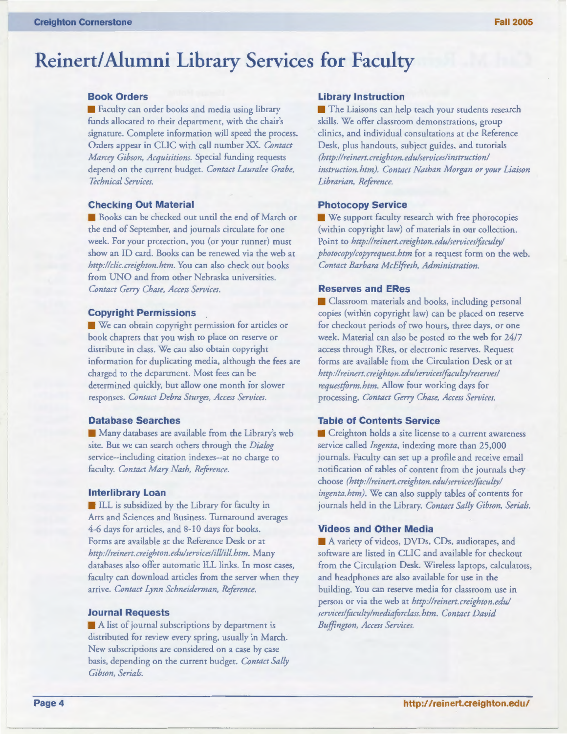# Reinert/Alumni Library Services for Faculty

### Book Orders

Faculty can order books and media using library funds allocated to their department, with the chair's signature. Complete information will speed the process. Orders appear in CLIC with call number XX. *Contact Marcey Gibson, Acquisitions.* Special funding requests depend on the current budget. *Contact Lauralee Grabe, Technical Services.*

### Checking Out Material

Books can be checked out until the end of March or the end of September, and journals circulate for one week. For your protection, you (or your runner) must show an ID card. Books can be renewed via the web at *http://clic.creighton.htm.* You can also check out books from UNO and from other Nebraska universities. *Contact Gerry Chase, Access Services.*

### Copyright Permissions

We can obtain copyright permission for articles or book chapters that you wish to place on reserve or distribute in class. We can also obtain copyright information for duplicating media, although the fees are charged to the department. Most fees can be determined quickly, but allow one month for slower responses. *Contact Debra Sturges, Access Services.*

### Database Searches

Many databases are available from the Library's web site. But we can search others through the *Dialog* service--including citation indexes--at no charge to faculty. *Contact Mary Nash, Reference.*

### Interlibrary Loan

ILL is subsidized by the Library for faculty in Arts and Sciences and Business. Turnaround averages 4-6 days for articles, and 8-10 days for books. Forms are available at the Reference Desk or at *http://reinert.creighton.edu/services/ill/ill.htm.* Many databases also offer automatic ILL links. In most cases, faculty can download articles from the server when they arrive. *Contact Lynn Schneiderman, Reference.*

### Journal Requests

A list of journal subscriptions by department is distributed for review every spring, usually in March. New subscriptions are considered on a case by case basis, depending on the current budget. *Contact Sally Gibson, Serials.*

### Library Instruction

The Liaisons can help teach your students research skills. We offer classroom demonstrations, group clinics, and individual consultations at the Reference Desk, plus handouts, subject guides, and tutorials *(http://reinert.creighton.edu/services/instruction/instruction.htm). Contact Nathan Morgan or your Liaison Librarian, Reference.*

### Photocopy Service

We support faculty research with free photocopies (within copyright law) of materials in our collection. Point to *http://reinert.creighton.edu/services/faculty/photocopy/copyrequest.htm* for a request form on the web. *Contact Barbara McElfresh, Administration.*

### Reserves and ERes

Classroom materials and books, including personal copies (within copyright law) can be placed on reserve for checkout periods of two hours, three days, or one week. Material can also be posted to the web for 24/7 access through ERes, or electronic reserves. Request forms are available from the Circulation Desk or at *http://reinert.creighton.edu/services/faculty/reserves/requestform.htm.* Allow four working days for processing. *Contact Gerry Chase, Access Services.*

### Table of Contents Service

Creighton holds a site license to a current awareness service called *Ingenta*, indexing more than 25,000 journals. Faculty can set up a profile and receive email notification of tables of content from the journals they choose *(http://reinert.creighton.edu/services/faculty/ingenta.htm).* We can also supply tables of contents for journals held in the Library. *Contact Sally Gibson, Serials.*

### Videos and Other Media

A variety of videos, DVDs, CDs, audiotapes, and software are listed in CLIC and available for checkout from the Circulation Desk. Wireless laptops, calculators, and headphones are also available for use in the building. You can reserve media for classroom use in person or via the web at *http://reinert.creighton.edu/services/faculty/mediaforclass.htm. Contact David Buffington, Access Services.*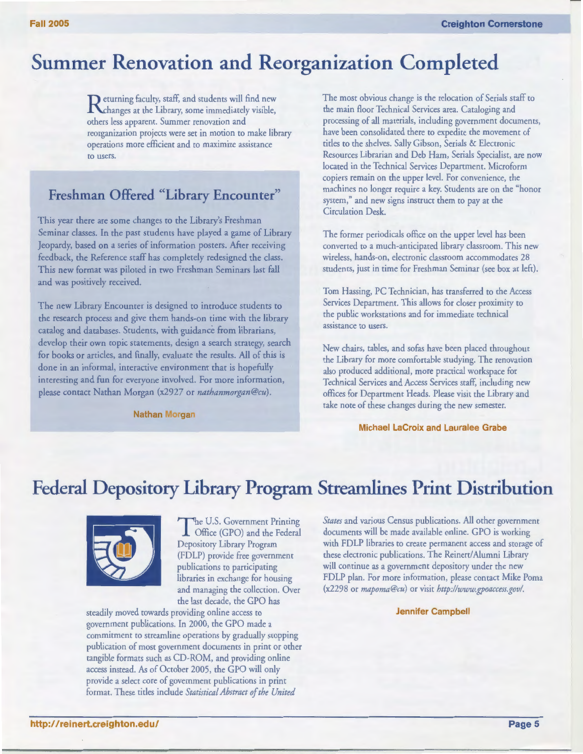# Summer Renovation and Reorganization Completed

Returning faculty, staff, and students will find new changes at the Library, some immediately visible, others less apparent. Summer renovation and reorganization projects were set in motion to make library operations more efficient and to maximize assistance to users.

## Freshman Offered "Library Encounter"

This year there are some changes to the Library's Freshman Seminar classes. In the past students have played a game of Library Jeopardy, based on a series of information posters. After receiving feedback, the Reference staff has completely redesigned the class. This new format was piloted in two Freshman Seminars last fall and was positively received.

The new Library Encounter is designed to introduce students to the research process and give them hands-on time with the library catalog and databases. Students, with guidance from librarians, develop their own topic statements, design a search strategy, search for books or articles, and finally, evaluate the results. All of this is done in an informal, interactive environment that is hopefully interesting and fun for everyone involved. For more information, please contact Nathan Morgan (x2927 or *nathanmorgan@cu*).

**Nathan Morgan**

The most obvious change is the relocation of Serials staff to the main floor Technical Services area. Cataloging and processing of all materials, including government documents, have been consolidated there to expedite the movement of titles to the shelves. Sally Gibson, Serials & Electronic Resources Librarian and Deb Ham, Serials Specialist, are now located in the Technical Services Department. Microform copiers remain on the upper level. For convenience, the machines no longer require a key. Students are on the "honor system," and new signs instruct them to pay at the Circulation Desk.

The former periodicals office on the upper level has been converted to a much-anticipated library classroom. This new wireless, hands-on, electronic classroom accommodates 28 students, just in time for Freshman Seminar (see box at left).

Tom Hassing, PC Technician, has transferred to the Access Services Department. This allows for closer proximity to the public workstations and for immediate technical assistance to users.

New chairs, tables, and sofas have been placed throughout the Library for more comfortable studying. The renovation also produced additional, more practical workspace for Technical Services and Access Services staff, including new offices for Department Heads. Please visit the Library and take note of these changes during the new semester.

**Michael LaCroix and Lauralee Grabe**

# Federal Depository Library Program Streamlines Print Distribution

The U.S. Government Printing Office (GPO) and the Federal Depository Library Program (FDLP) provide free government publications to participating libraries in exchange for housing and managing the collection. Over the last decade, the GPO has steadily moved towards providing online access to government publications. In 2000, the GPO made a commitment to streamline operations by gradually stopping publication of most government documents in print or other tangible formats such as CD-ROM, and providing online access instead. As of October 2005, the GPO will only provide a select core of government publications in print format. These titles include *Statistical Abstract of the United States* and various Census publications. All other government documents will be made available online. GPO is working with FDLP libraries to create permanent access and storage of these electronic publications. The Reinert/Alumni Library will continue as a government depository under the new FDLP plan. For more information, please contact Mike Poma (x2298 or *mapoma@cu*) or visit *http://www.gpoaccess.gov/*.

**Jennifer Campbell**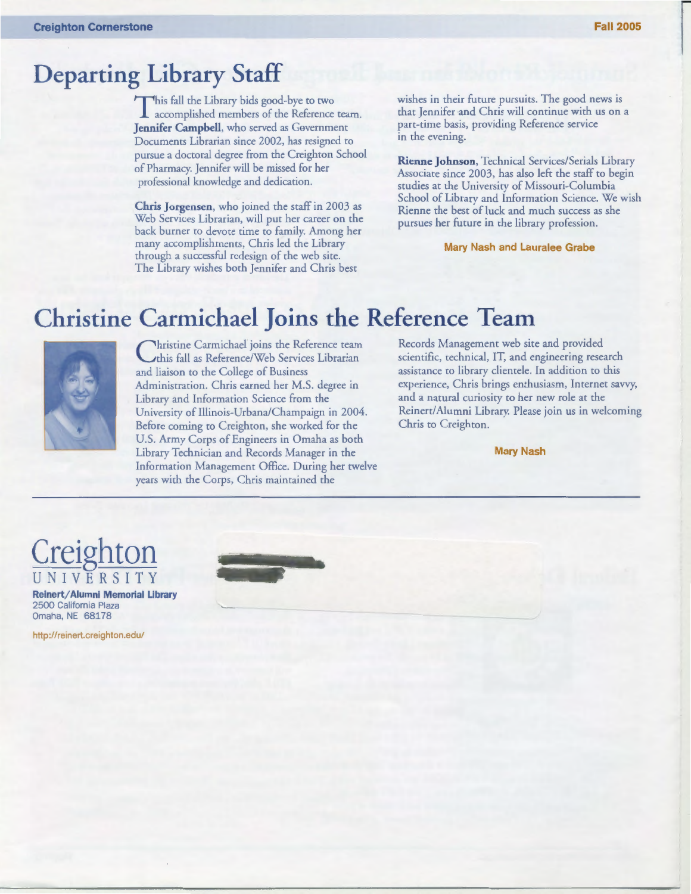# Departing Library Staff

This fall the Library bids good-bye to two accomplished members of the Reference team. **Jennifer Campbell**, who served as Government Documents Librarian since 2002, has resigned to pursue a doctoral degree from the Creighton School of Pharmacy. Jennifer will be missed for her professional knowledge and dedication.

**Chris Jorgensen**, who joined the staff in 2003 as Web Services Librarian, will put her career on the back burner to devote time to family. Among her many accomplishments, Chris led the Library through a successful redesign of the web site. The Library wishes both Jennifer and Chris best wishes in their future pursuits. The good news is that Jennifer and Chris will continue with us on a part-time basis, providing Reference service in the evening.

**Rienne Johnson**, Technical Services/Serials Library Associate since 2003, has also left the staff to begin studies at the University of Missouri-Columbia School of Library and Information Science. We wish Rienne the best of luck and much success as she pursues her future in the library profession.

**Mary Nash and Lauralee Grabe**

# Christine Carmichael Joins the Reference Team

Christine Carmichael joins the Reference team this fall as Reference/Web Services Librarian and liaison to the College of Business Administration. Chris earned her M.S. degree in Library and Information Science from the University of Illinois-Urbana/Champaign in 2004. Before coming to Creighton, she worked for the U.S. Army Corps of Engineers in Omaha as both Library Technician and Records Manager in the Information Management Office. During her twelve years with the Corps, Chris maintained the Records Management web site and provided scientific, technical, IT, and engineering research assistance to library clientele. In addition to this experience, Chris brings enthusiasm, Internet savvy, and a natural curiosity to her new role at the Reinert/Alumni Library. Please join us in welcoming Chris to Creighton.

**Mary Nash**

Creighton UNIVERSITY

**Reinert/Alumni Memorial Library**
2500 California Plaza
Omaha, NE 68178

http://reinert.creighton.edu/